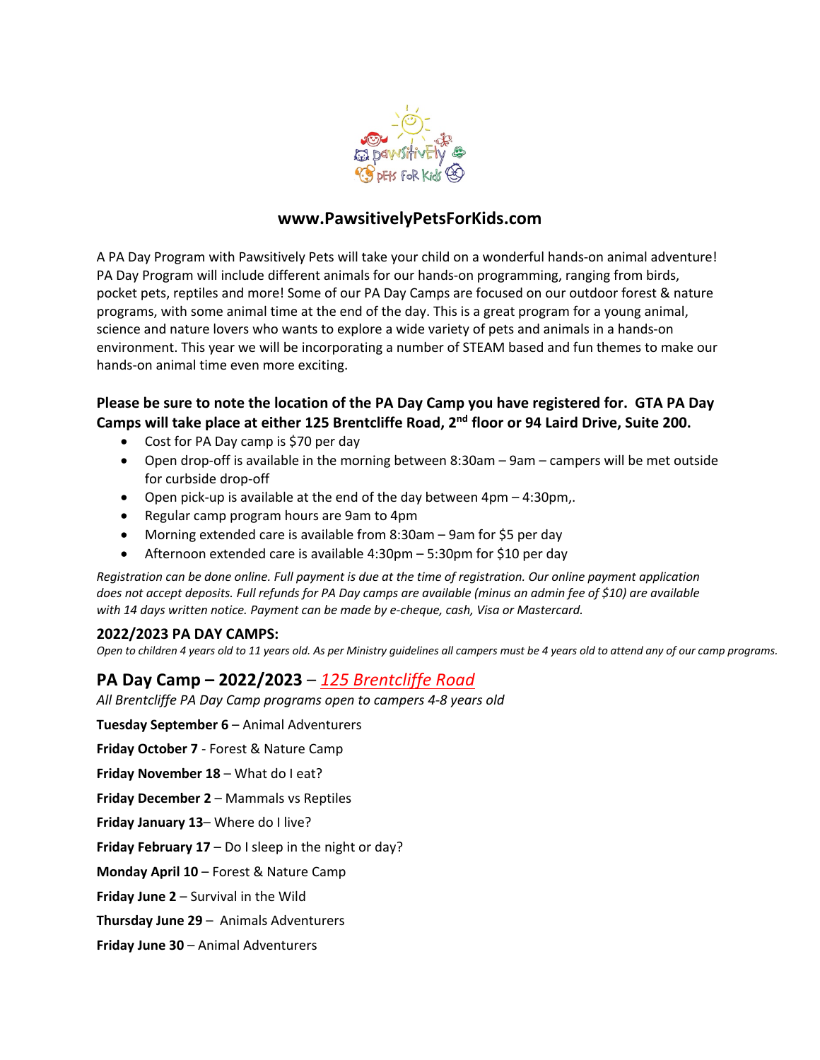## www.PawsitivelyPetsForKids.com

A PA Day Program with Pawsitively Pets will take your child on a wonderful hands-on animal adventure! PA Day Program will include different animals for our hands-on programming, ranging from birds, pocket pets, reptiles and more! Some of our PA Day Camps are focused on our outdoor forest & nature programs, with some animal time at the end of the day. This is a great program for a young animal, science and nature lovers who wants to explore a wide variety of pets and animals in a hands-on environment. This year we will be incorporating a number of STEAM based and fun themes to make our hands-on animal time even more exciting.

### Please be sure to note the location of the PA Day Camp you have registered for. GTA PA Day Camps will take place at either 125 Brentcliffe Road, 2nd floor or 94 Laird Drive, Suite 200.

- Cost for PA Day camp is $70 per day
- Open drop-off is available in the morning between 8:30am – 9am – campers will be met outside for curbside drop-off
- Open pick-up is available at the end of the day between 4pm – 4:30pm,.
- Regular camp program hours are 9am to 4pm
- Morning extended care is available from 8:30am – 9am for $5 per day
- Afternoon extended care is available 4:30pm – 5:30pm for $10 per day

*Registration can be done online. Full payment is due at the time of registration. Our online payment application does not accept deposits. Full refunds for PA Day camps are available (minus an admin fee of $10) are available with 14 days written notice. Payment can be made by e-cheque, cash, Visa or Mastercard.*

### 2022/2023 PA DAY CAMPS:

*Open to children 4 years old to 11 years old. As per Ministry guidelines all campers must be 4 years old to attend any of our camp programs.*

## PA Day Camp – 2022/2023 – *125 Brentcliffe Road*

*All Brentcliffe PA Day Camp programs open to campers 4-8 years old*

**Tuesday September 6** – Animal Adventurers

**Friday October 7** - Forest & Nature Camp

**Friday November 18** – What do I eat?

**Friday December 2** – Mammals vs Reptiles

**Friday January 13**– Where do I live?

**Friday February 17** – Do I sleep in the night or day?

**Monday April 10** – Forest & Nature Camp

**Friday June 2** – Survival in the Wild

**Thursday June 29** – Animals Adventurers

**Friday June 30** – Animal Adventurers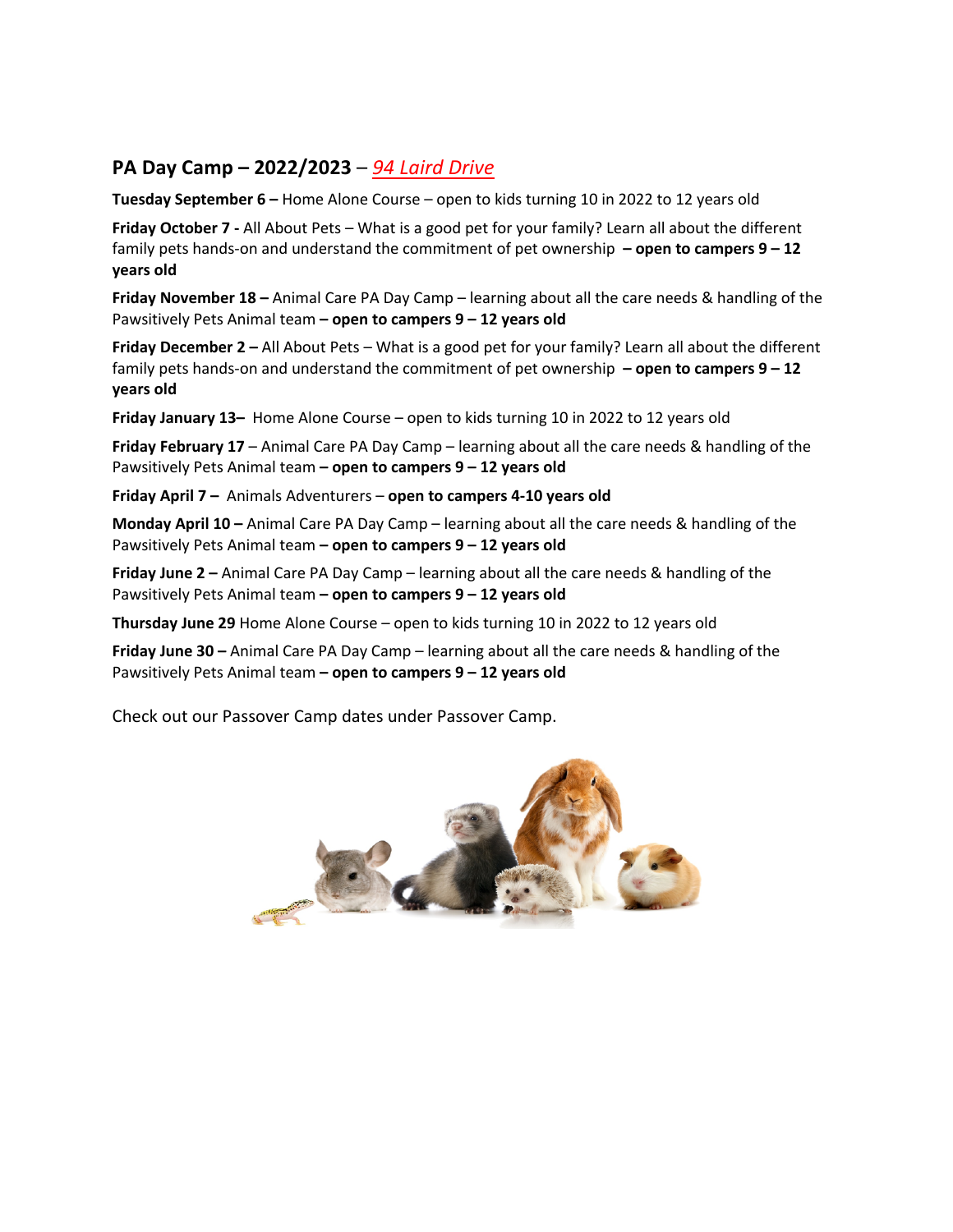## **PA Day Camp – 2022/2023** – *94 Laird Drive*

**Tuesday September 6 –** Home Alone Course – open to kids turning 10 in 2022 to 12 years old

**Friday October 7 -** All About Pets – What is a good pet for your family? Learn all about the different family pets hands-on and understand the commitment of pet ownership **– open to campers 9 – 12 years old**

**Friday November 18 –** Animal Care PA Day Camp – learning about all the care needs & handling of the Pawsitively Pets Animal team **– open to campers 9 – 12 years old**

**Friday December 2 –** All About Pets – What is a good pet for your family? Learn all about the different family pets hands-on and understand the commitment of pet ownership **– open to campers 9 – 12 years old**

**Friday January 13–** Home Alone Course – open to kids turning 10 in 2022 to 12 years old

**Friday February 17** – Animal Care PA Day Camp – learning about all the care needs & handling of the Pawsitively Pets Animal team **– open to campers 9 – 12 years old**

**Friday April 7 –** Animals Adventurers – **open to campers 4-10 years old**

**Monday April 10 –** Animal Care PA Day Camp – learning about all the care needs & handling of the Pawsitively Pets Animal team **– open to campers 9 – 12 years old**

**Friday June 2 –** Animal Care PA Day Camp – learning about all the care needs & handling of the Pawsitively Pets Animal team **– open to campers 9 – 12 years old**

**Thursday June 29** Home Alone Course – open to kids turning 10 in 2022 to 12 years old

**Friday June 30 –** Animal Care PA Day Camp – learning about all the care needs & handling of the Pawsitively Pets Animal team **– open to campers 9 – 12 years old**

Check out our Passover Camp dates under Passover Camp.